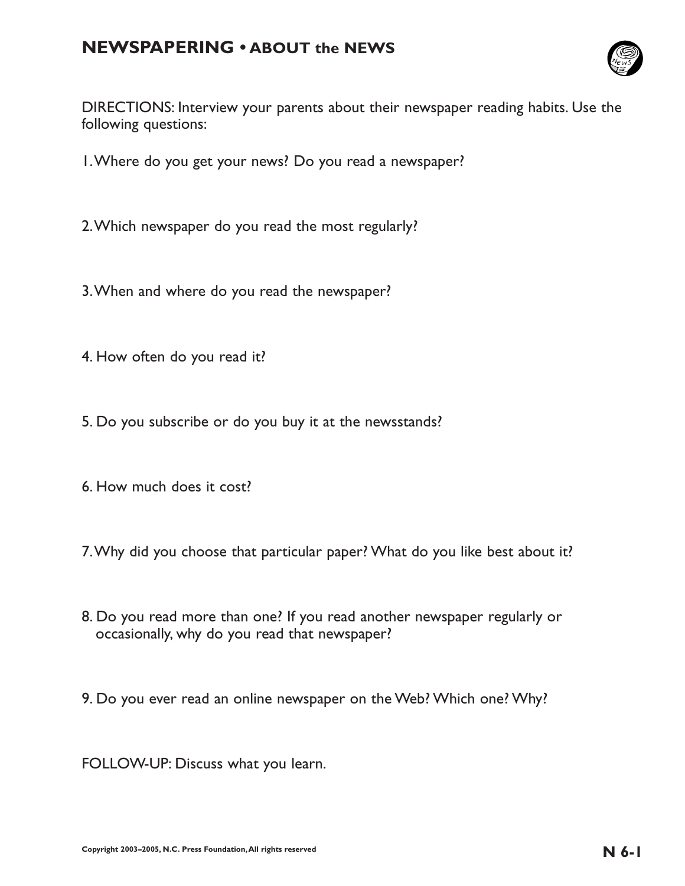# NEWSPAPERING • ABOUT the NEWS

DIRECTIONS: Interview your parents about their newspaper reading habits. Use the following questions:

1. Where do you get your news? Do you read a newspaper?

2. Which newspaper do you read the most regularly?

3. When and where do you read the newspaper?

4. How often do you read it?

5. Do you subscribe or do you buy it at the newsstands?

6. How much does it cost?

7. Why did you choose that particular paper? What do you like best about it?

8. Do you read more than one? If you read another newspaper regularly or occasionally, why do you read that newspaper?

9. Do you ever read an online newspaper on the Web? Which one? Why?

FOLLOW-UP: Discuss what you learn.

Copyright 2003–2005, N.C. Press Foundation, All rights reserved

N 6-1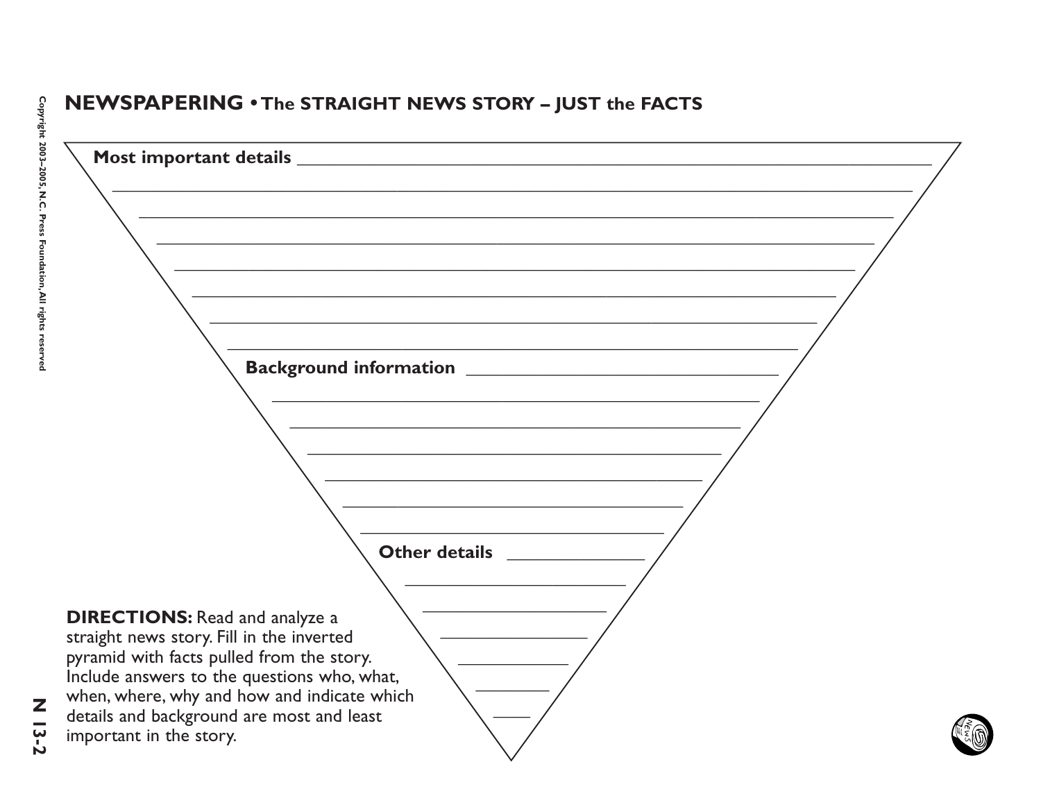## NEWSPAPERING • The STRAIGHT NEWS STORY – JUST the FACTS

**Most important details** ______________________________________________

______________________________________________

______________________________________________

______________________________________________

______________________________________________

______________________________________________

______________________________________________

______________________________________________

**Background information** ______________________________

______________________________

______________________________

______________________________

______________________________

______________________________

______________________________

**Other details** ______________

______________

______________

______________

______________

______________

______________

**DIRECTIONS:** Read and analyze a straight news story. Fill in the inverted pyramid with facts pulled from the story. Include answers to the questions who, what, when, where, why and how and indicate which details and background are most and least important in the story.

Copyright 2003–2005, N.C. Press Foundation, All rights reserved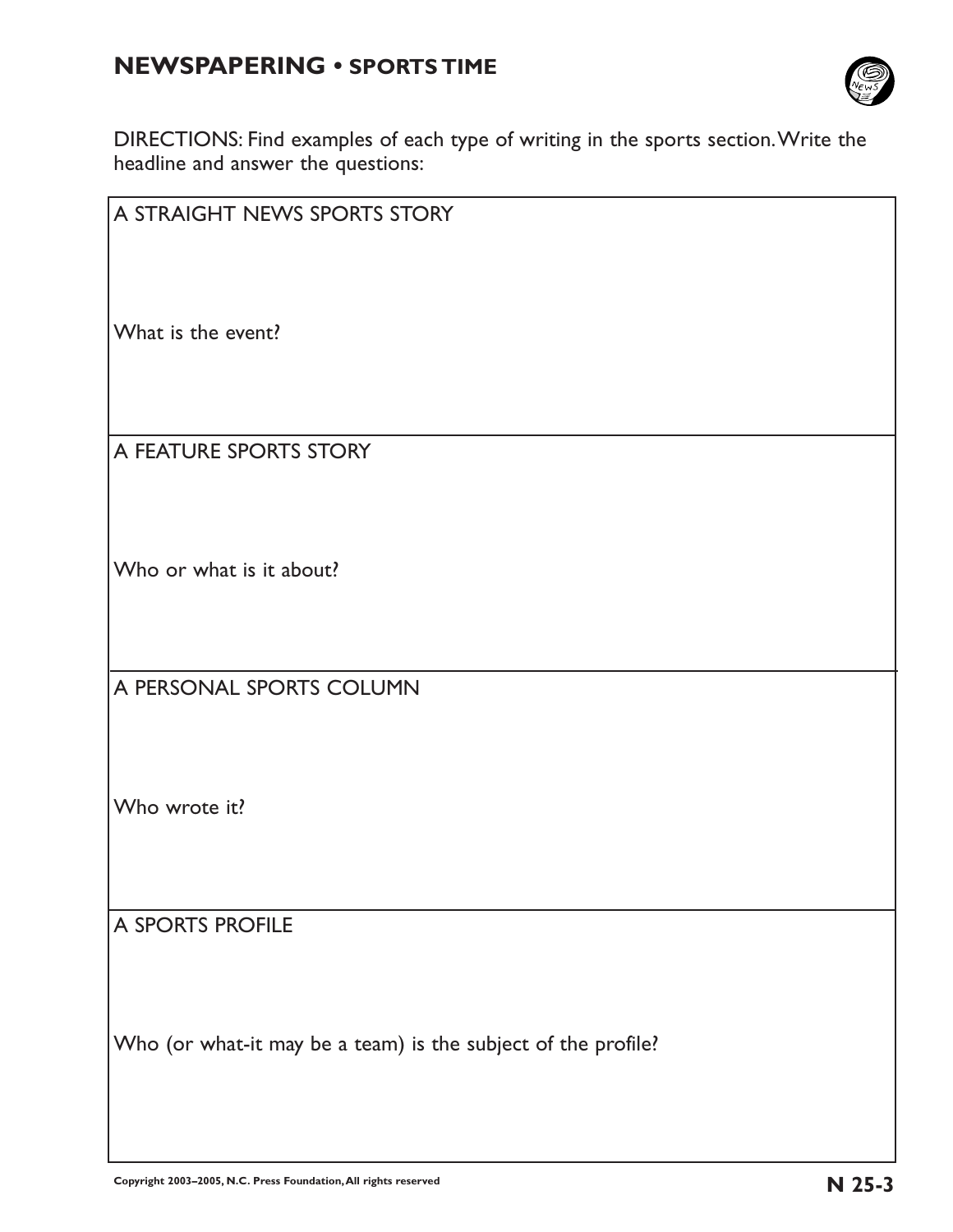# NEWSPAPERING • SPORTS TIME

DIRECTIONS: Find examples of each type of writing in the sports section. Write the headline and answer the questions:

A STRAIGHT NEWS SPORTS STORY

What is the event?

A FEATURE SPORTS STORY

Who or what is it about?

A PERSONAL SPORTS COLUMN

Who wrote it?

A SPORTS PROFILE

Who (or what-it may be a team) is the subject of the profile?

Copyright 2003–2005, N.C. Press Foundation, All rights reserved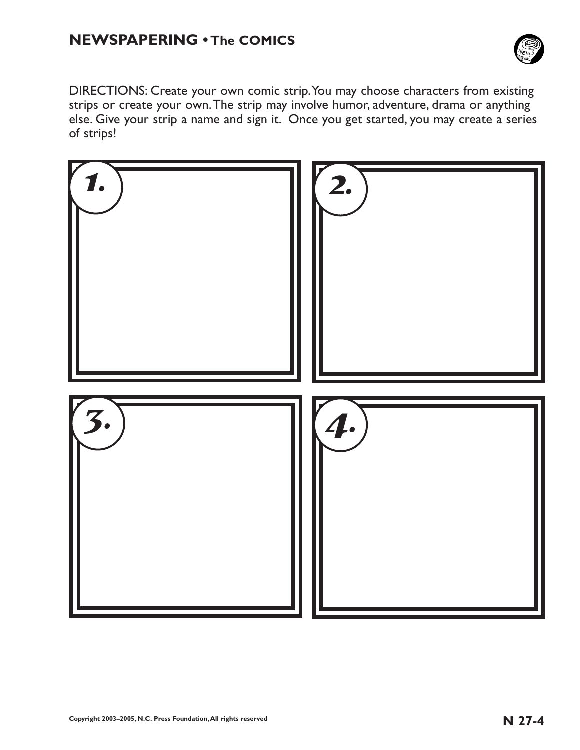## NEWSPAPERING • The COMICS

DIRECTIONS: Create your own comic strip. You may choose characters from existing strips or create your own. The strip may involve humor, adventure, drama or anything else. Give your strip a name and sign it. Once you get started, you may create a series of strips!

1.

2.

3.

4.

Copyright 2003–2005, N.C. Press Foundation, All rights reserved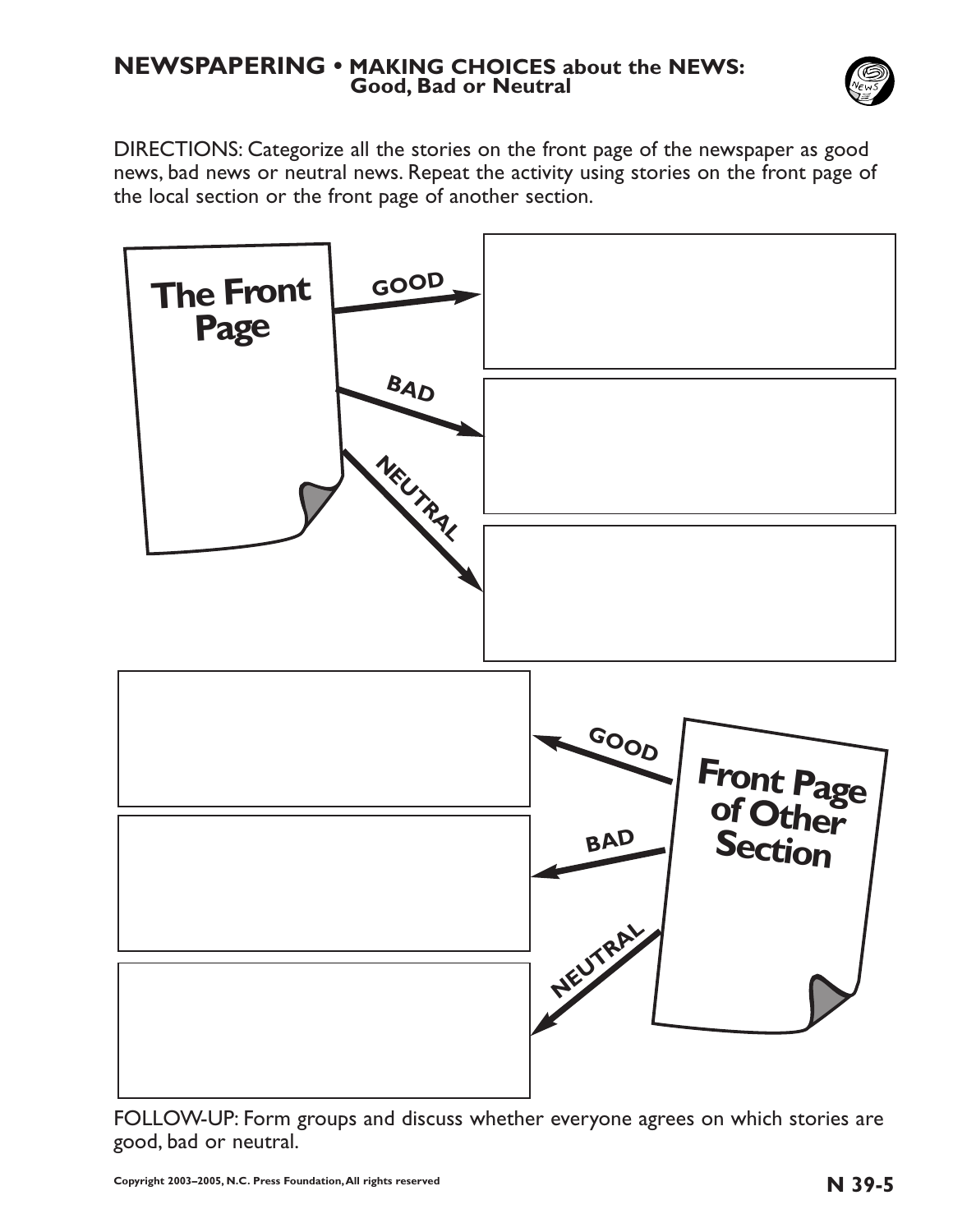# NEWSPAPERING • MAKING CHOICES about the NEWS: Good, Bad or Neutral

DIRECTIONS: Categorize all the stories on the front page of the newspaper as good news, bad news or neutral news. Repeat the activity using stories on the front page of the local section or the front page of another section.

**The Front Page**

GOOD

BAD

NEUTRAL

**Front Page of Other Section**

GOOD

BAD

NEUTRAL

FOLLOW-UP: Form groups and discuss whether everyone agrees on which stories are good, bad or neutral.

Copyright 2003–2005, N.C. Press Foundation, All rights reserved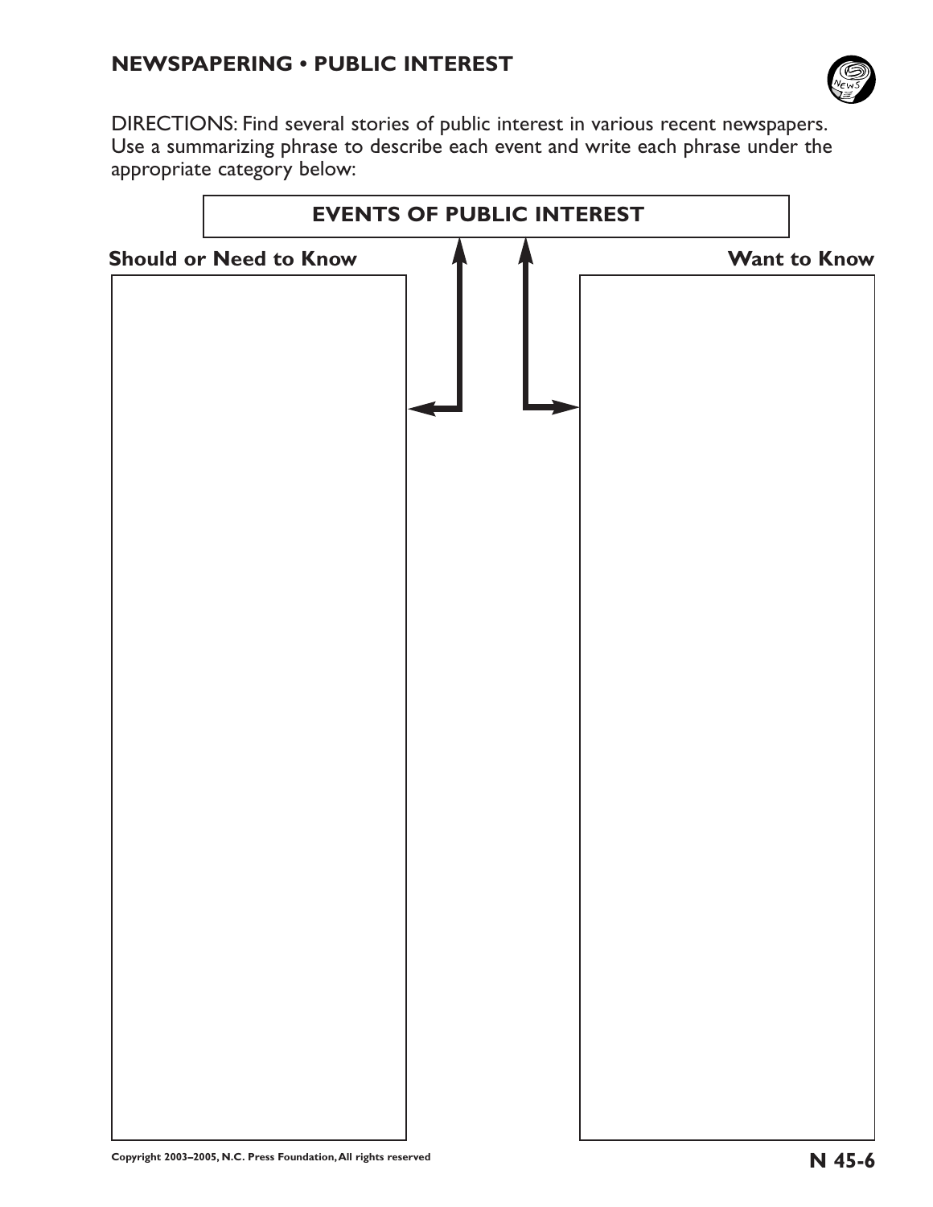## NEWSPAPERING • PUBLIC INTEREST

DIRECTIONS: Find several stories of public interest in various recent newspapers. Use a summarizing phrase to describe each event and write each phrase under the appropriate category below:

### EVENTS OF PUBLIC INTEREST

| Should or Need to Know | Want to Know |
| --- | --- |
| | |

Copyright 2003–2005, N.C. Press Foundation, All rights reserved

N 45-6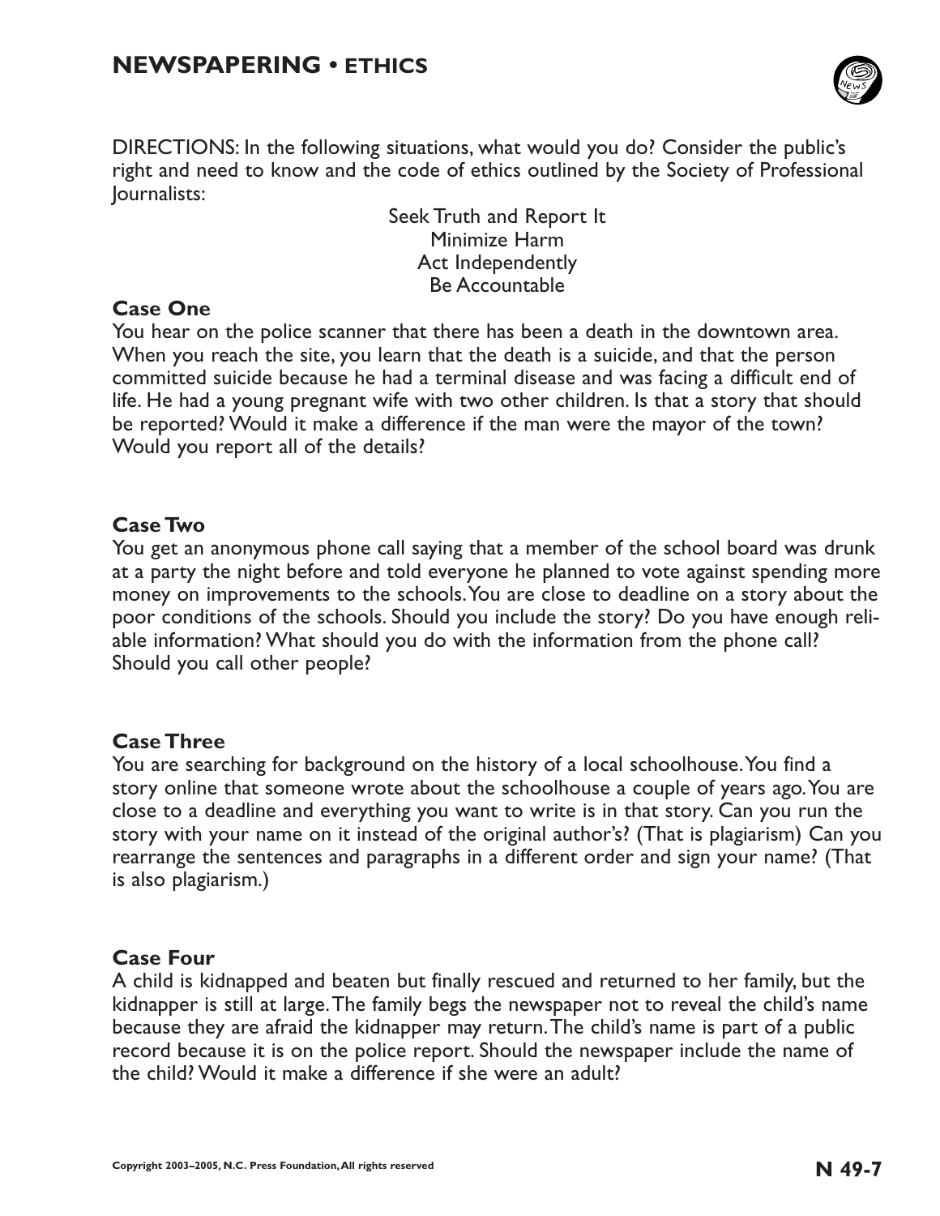# NEWSPAPERING • ETHICS

DIRECTIONS: In the following situations, what would you do? Consider the public's right and need to know and the code of ethics outlined by the Society of Professional Journalists:

Seek Truth and Report It
Minimize Harm
Act Independently
Be Accountable

**Case One**

You hear on the police scanner that there has been a death in the downtown area. When you reach the site, you learn that the death is a suicide, and that the person committed suicide because he had a terminal disease and was facing a difficult end of life. He had a young pregnant wife with two other children. Is that a story that should be reported? Would it make a difference if the man were the mayor of the town? Would you report all of the details?

**Case Two**

You get an anonymous phone call saying that a member of the school board was drunk at a party the night before and told everyone he planned to vote against spending more money on improvements to the schools. You are close to deadline on a story about the poor conditions of the schools. Should you include the story? Do you have enough reliable information? What should you do with the information from the phone call? Should you call other people?

**Case Three**

You are searching for background on the history of a local schoolhouse. You find a story online that someone wrote about the schoolhouse a couple of years ago. You are close to a deadline and everything you want to write is in that story. Can you run the story with your name on it instead of the original author's? (That is plagiarism) Can you rearrange the sentences and paragraphs in a different order and sign your name? (That is also plagiarism.)

**Case Four**

A child is kidnapped and beaten but finally rescued and returned to her family, but the kidnapper is still at large. The family begs the newspaper not to reveal the child's name because they are afraid the kidnapper may return. The child's name is part of a public record because it is on the police report. Should the newspaper include the name of the child? Would it make a difference if she were an adult?

Copyright 2003–2005, N.C. Press Foundation, All rights reserved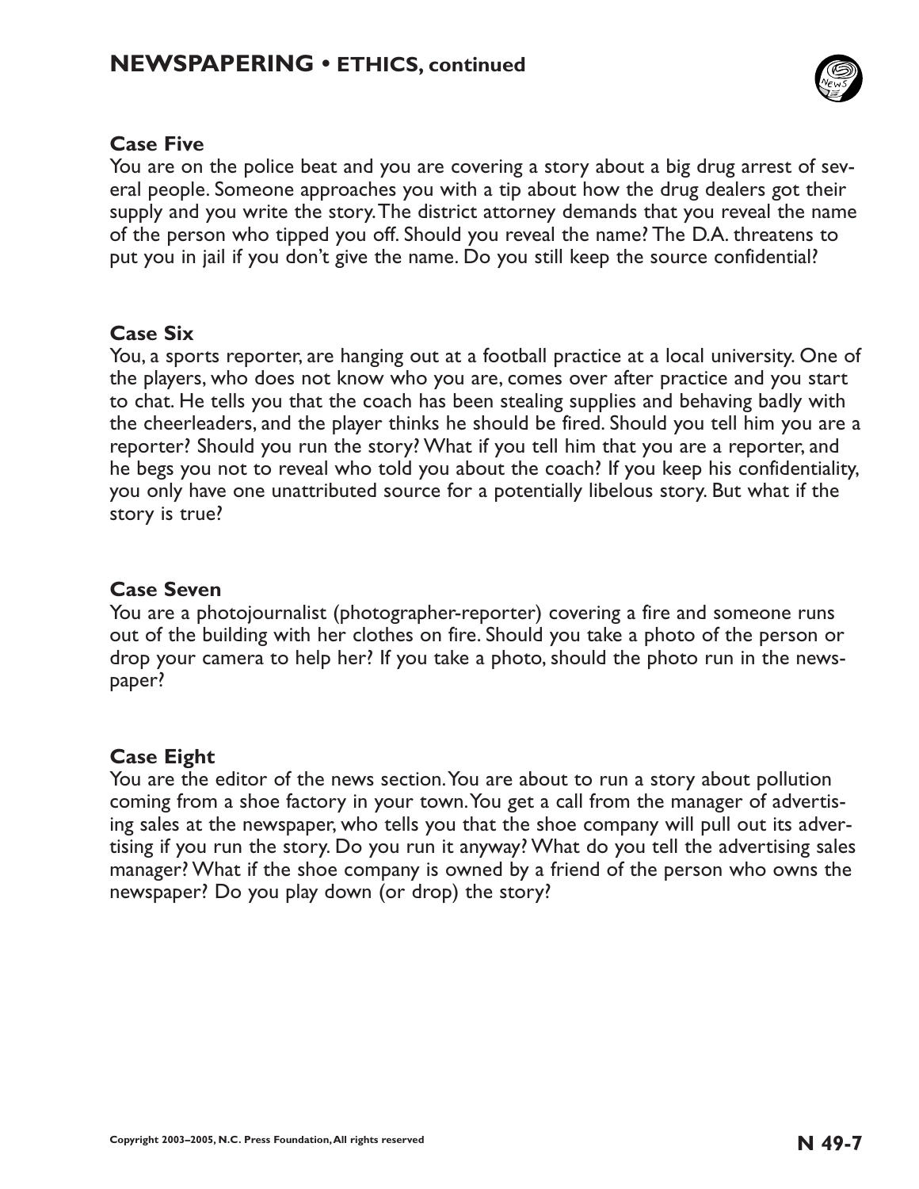## Case Five

You are on the police beat and you are covering a story about a big drug arrest of several people. Someone approaches you with a tip about how the drug dealers got their supply and you write the story. The district attorney demands that you reveal the name of the person who tipped you off. Should you reveal the name? The D.A. threatens to put you in jail if you don't give the name. Do you still keep the source confidential?

## Case Six

You, a sports reporter, are hanging out at a football practice at a local university. One of the players, who does not know who you are, comes over after practice and you start to chat. He tells you that the coach has been stealing supplies and behaving badly with the cheerleaders, and the player thinks he should be fired. Should you tell him you are a reporter? Should you run the story? What if you tell him that you are a reporter, and he begs you not to reveal who told you about the coach? If you keep his confidentiality, you only have one unattributed source for a potentially libelous story. But what if the story is true?

## Case Seven

You are a photojournalist (photographer-reporter) covering a fire and someone runs out of the building with her clothes on fire. Should you take a photo of the person or drop your camera to help her? If you take a photo, should the photo run in the newspaper?

## Case Eight

You are the editor of the news section. You are about to run a story about pollution coming from a shoe factory in your town. You get a call from the manager of advertising sales at the newspaper, who tells you that the shoe company will pull out its advertising if you run the story. Do you run it anyway? What do you tell the advertising sales manager? What if the shoe company is owned by a friend of the person who owns the newspaper? Do you play down (or drop) the story?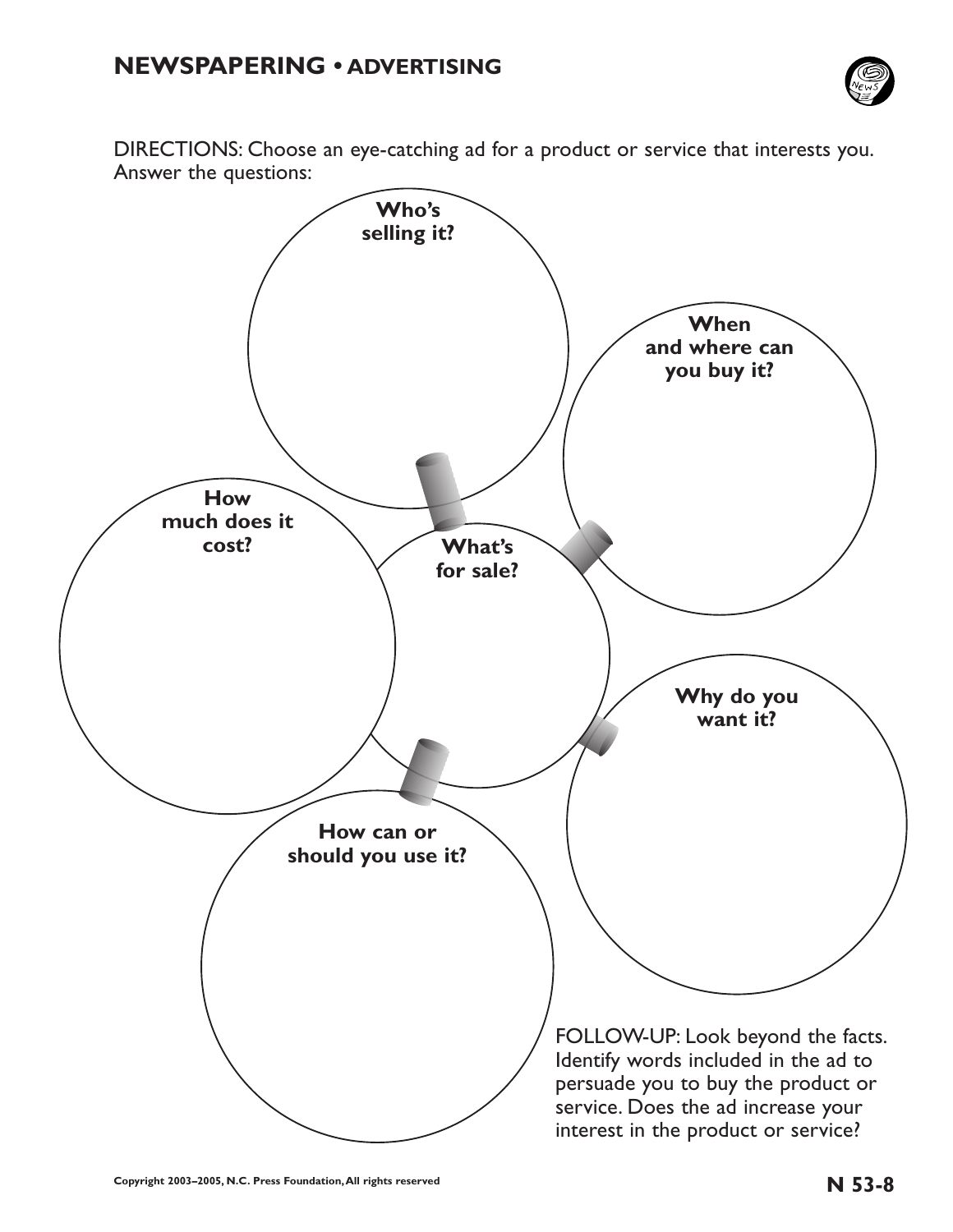## NEWSPAPERING • ADVERTISING

DIRECTIONS: Choose an eye-catching ad for a product or service that interests you. Answer the questions:

**What's for sale?**

**Who's selling it?**

**When and where can you buy it?**

**Why do you want it?**

**How can or should you use it?**

**How much does it cost?**

FOLLOW-UP: Look beyond the facts. Identify words included in the ad to persuade you to buy the product or service. Does the ad increase your interest in the product or service?

Copyright 2003–2005, N.C. Press Foundation, All rights reserved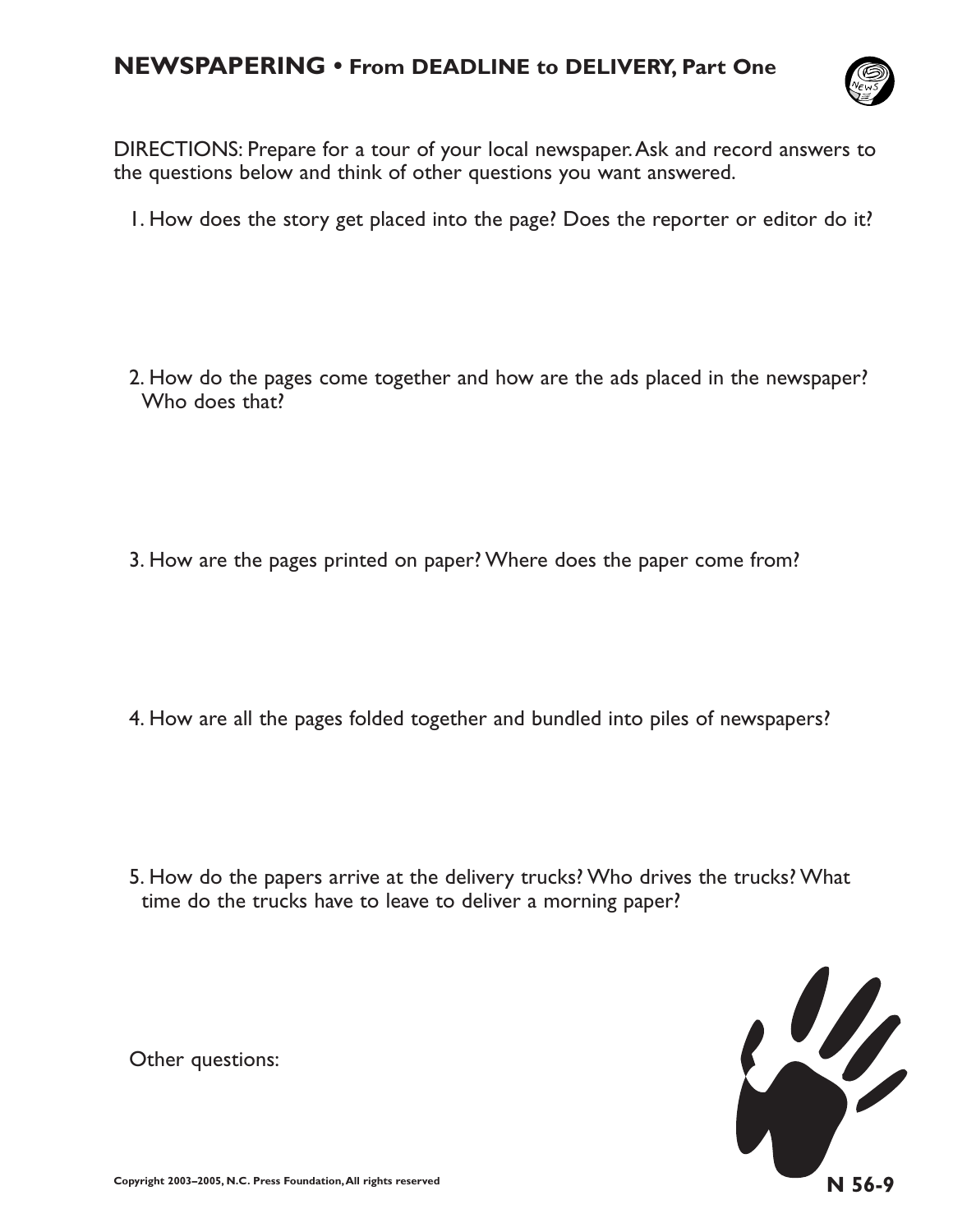# NEWSPAPERING • From DEADLINE to DELIVERY, Part One

DIRECTIONS: Prepare for a tour of your local newspaper. Ask and record answers to the questions below and think of other questions you want answered.

1. How does the story get placed into the page? Does the reporter or editor do it?

2. How do the pages come together and how are the ads placed in the newspaper? Who does that?

3. How are the pages printed on paper? Where does the paper come from?

4. How are all the pages folded together and bundled into piles of newspapers?

5. How do the papers arrive at the delivery trucks? Who drives the trucks? What time do the trucks have to leave to deliver a morning paper?

Other questions:

Copyright 2003–2005, N.C. Press Foundation, All rights reserved

N 56-9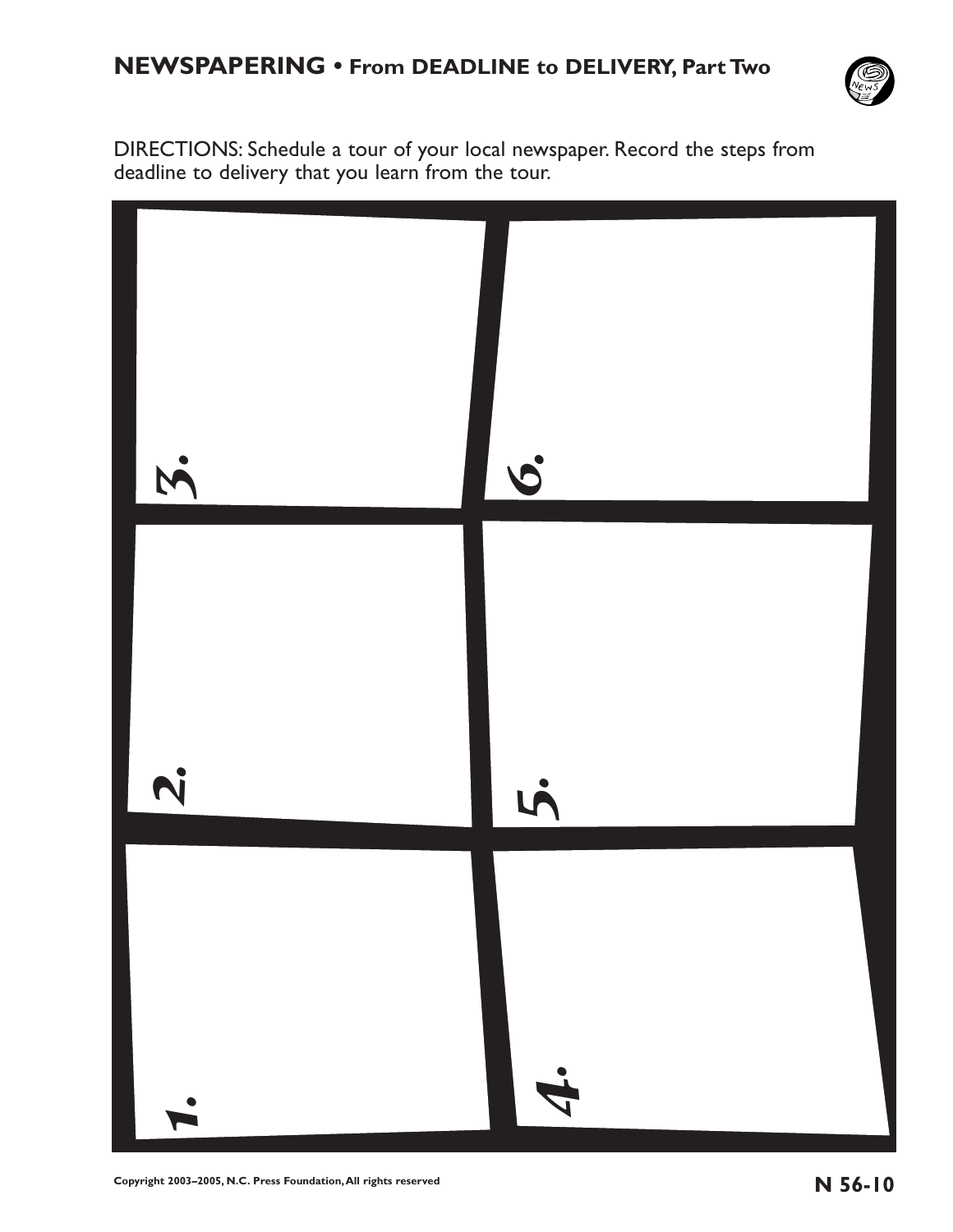## NEWSPAPERING • From DEADLINE to DELIVERY, Part Two

DIRECTIONS: Schedule a tour of your local newspaper. Record the steps from deadline to delivery that you learn from the tour.

1.

2.

3.

4.

5.

6.

Copyright 2003–2005, N.C. Press Foundation, All rights reserved

N 56-10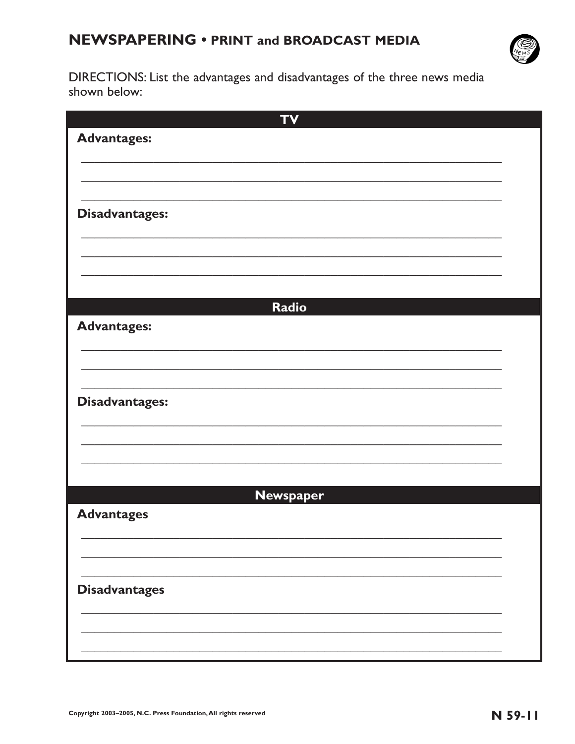## NEWSPAPERING • PRINT and BROADCAST MEDIA

DIRECTIONS: List the advantages and disadvantages of the three news media shown below:

### TV

**Advantages:**

\_\_\_\_\_\_\_\_\_\_\_\_\_\_\_\_\_\_\_\_\_\_\_\_\_\_\_\_\_\_\_\_\_\_\_\_\_\_\_\_\_\_\_\_\_\_\_\_\_\_\_\_\_\_\_\_\_\_\_\_

\_\_\_\_\_\_\_\_\_\_\_\_\_\_\_\_\_\_\_\_\_\_\_\_\_\_\_\_\_\_\_\_\_\_\_\_\_\_\_\_\_\_\_\_\_\_\_\_\_\_\_\_\_\_\_\_\_\_\_\_

\_\_\_\_\_\_\_\_\_\_\_\_\_\_\_\_\_\_\_\_\_\_\_\_\_\_\_\_\_\_\_\_\_\_\_\_\_\_\_\_\_\_\_\_\_\_\_\_\_\_\_\_\_\_\_\_\_\_\_\_

**Disadvantages:**

\_\_\_\_\_\_\_\_\_\_\_\_\_\_\_\_\_\_\_\_\_\_\_\_\_\_\_\_\_\_\_\_\_\_\_\_\_\_\_\_\_\_\_\_\_\_\_\_\_\_\_\_\_\_\_\_\_\_\_\_

\_\_\_\_\_\_\_\_\_\_\_\_\_\_\_\_\_\_\_\_\_\_\_\_\_\_\_\_\_\_\_\_\_\_\_\_\_\_\_\_\_\_\_\_\_\_\_\_\_\_\_\_\_\_\_\_\_\_\_\_

\_\_\_\_\_\_\_\_\_\_\_\_\_\_\_\_\_\_\_\_\_\_\_\_\_\_\_\_\_\_\_\_\_\_\_\_\_\_\_\_\_\_\_\_\_\_\_\_\_\_\_\_\_\_\_\_\_\_\_\_

### Radio

**Advantages:**

\_\_\_\_\_\_\_\_\_\_\_\_\_\_\_\_\_\_\_\_\_\_\_\_\_\_\_\_\_\_\_\_\_\_\_\_\_\_\_\_\_\_\_\_\_\_\_\_\_\_\_\_\_\_\_\_\_\_\_\_

\_\_\_\_\_\_\_\_\_\_\_\_\_\_\_\_\_\_\_\_\_\_\_\_\_\_\_\_\_\_\_\_\_\_\_\_\_\_\_\_\_\_\_\_\_\_\_\_\_\_\_\_\_\_\_\_\_\_\_\_

\_\_\_\_\_\_\_\_\_\_\_\_\_\_\_\_\_\_\_\_\_\_\_\_\_\_\_\_\_\_\_\_\_\_\_\_\_\_\_\_\_\_\_\_\_\_\_\_\_\_\_\_\_\_\_\_\_\_\_\_

**Disadvantages:**

\_\_\_\_\_\_\_\_\_\_\_\_\_\_\_\_\_\_\_\_\_\_\_\_\_\_\_\_\_\_\_\_\_\_\_\_\_\_\_\_\_\_\_\_\_\_\_\_\_\_\_\_\_\_\_\_\_\_\_\_

\_\_\_\_\_\_\_\_\_\_\_\_\_\_\_\_\_\_\_\_\_\_\_\_\_\_\_\_\_\_\_\_\_\_\_\_\_\_\_\_\_\_\_\_\_\_\_\_\_\_\_\_\_\_\_\_\_\_\_\_

\_\_\_\_\_\_\_\_\_\_\_\_\_\_\_\_\_\_\_\_\_\_\_\_\_\_\_\_\_\_\_\_\_\_\_\_\_\_\_\_\_\_\_\_\_\_\_\_\_\_\_\_\_\_\_\_\_\_\_\_

### Newspaper

**Advantages**

\_\_\_\_\_\_\_\_\_\_\_\_\_\_\_\_\_\_\_\_\_\_\_\_\_\_\_\_\_\_\_\_\_\_\_\_\_\_\_\_\_\_\_\_\_\_\_\_\_\_\_\_\_\_\_\_\_\_\_\_

\_\_\_\_\_\_\_\_\_\_\_\_\_\_\_\_\_\_\_\_\_\_\_\_\_\_\_\_\_\_\_\_\_\_\_\_\_\_\_\_\_\_\_\_\_\_\_\_\_\_\_\_\_\_\_\_\_\_\_\_

\_\_\_\_\_\_\_\_\_\_\_\_\_\_\_\_\_\_\_\_\_\_\_\_\_\_\_\_\_\_\_\_\_\_\_\_\_\_\_\_\_\_\_\_\_\_\_\_\_\_\_\_\_\_\_\_\_\_\_\_

**Disadvantages**

\_\_\_\_\_\_\_\_\_\_\_\_\_\_\_\_\_\_\_\_\_\_\_\_\_\_\_\_\_\_\_\_\_\_\_\_\_\_\_\_\_\_\_\_\_\_\_\_\_\_\_\_\_\_\_\_\_\_\_\_

\_\_\_\_\_\_\_\_\_\_\_\_\_\_\_\_\_\_\_\_\_\_\_\_\_\_\_\_\_\_\_\_\_\_\_\_\_\_\_\_\_\_\_\_\_\_\_\_\_\_\_\_\_\_\_\_\_\_\_\_

\_\_\_\_\_\_\_\_\_\_\_\_\_\_\_\_\_\_\_\_\_\_\_\_\_\_\_\_\_\_\_\_\_\_\_\_\_\_\_\_\_\_\_\_\_\_\_\_\_\_\_\_\_\_\_\_\_\_\_\_

Copyright 2003–2005, N.C. Press Foundation, All rights reserved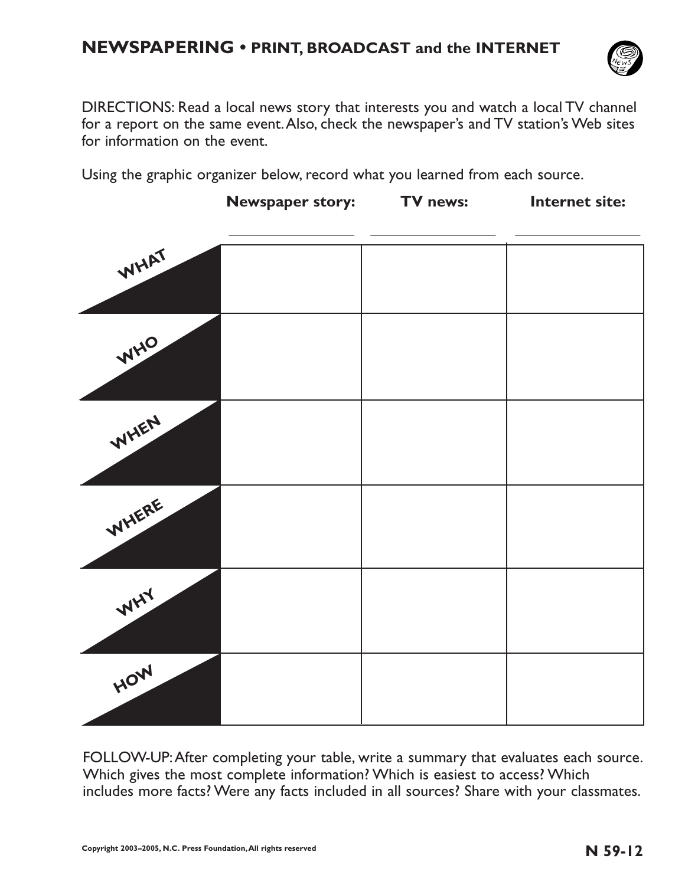## NEWSPAPERING • PRINT, BROADCAST and the INTERNET

DIRECTIONS: Read a local news story that interests you and watch a local TV channel for a report on the same event. Also, check the newspaper's and TV station's Web sites for information on the event.

Using the graphic organizer below, record what you learned from each source.

| | Newspaper story: ________________ | TV news: ________________ | Internet site: ________________ |
|---|---|---|---|
| WHAT | | | |
| WHO | | | |
| WHEN | | | |
| WHERE | | | |
| WHY | | | |
| HOW | | | |

FOLLOW-UP: After completing your table, write a summary that evaluates each source. Which gives the most complete information? Which is easiest to access? Which includes more facts? Were any facts included in all sources? Share with your classmates.

Copyright 2003–2005, N.C. Press Foundation, All rights reserved

N 59-12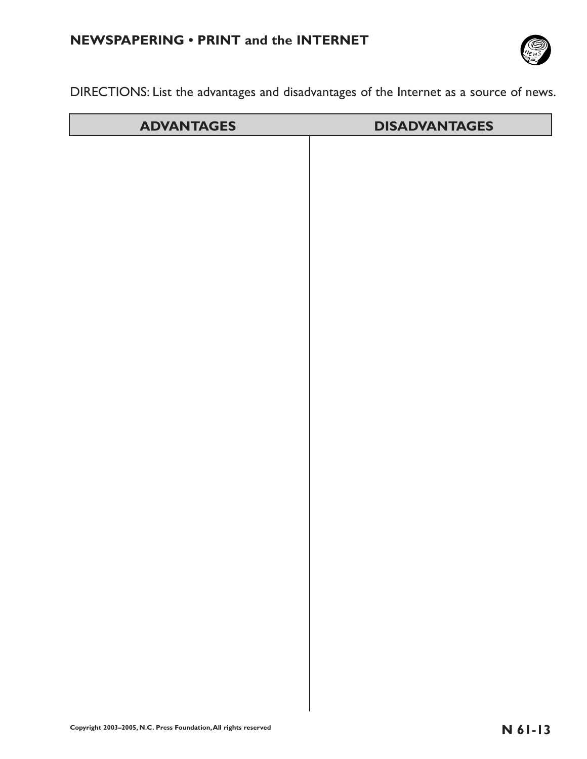## NEWSPAPERING • PRINT and the INTERNET

DIRECTIONS: List the advantages and disadvantages of the Internet as a source of news.

| ADVANTAGES | DISADVANTAGES |
| --- | --- |
| | |

Copyright 2003–2005, N.C. Press Foundation, All rights reserved

**N 61-13**